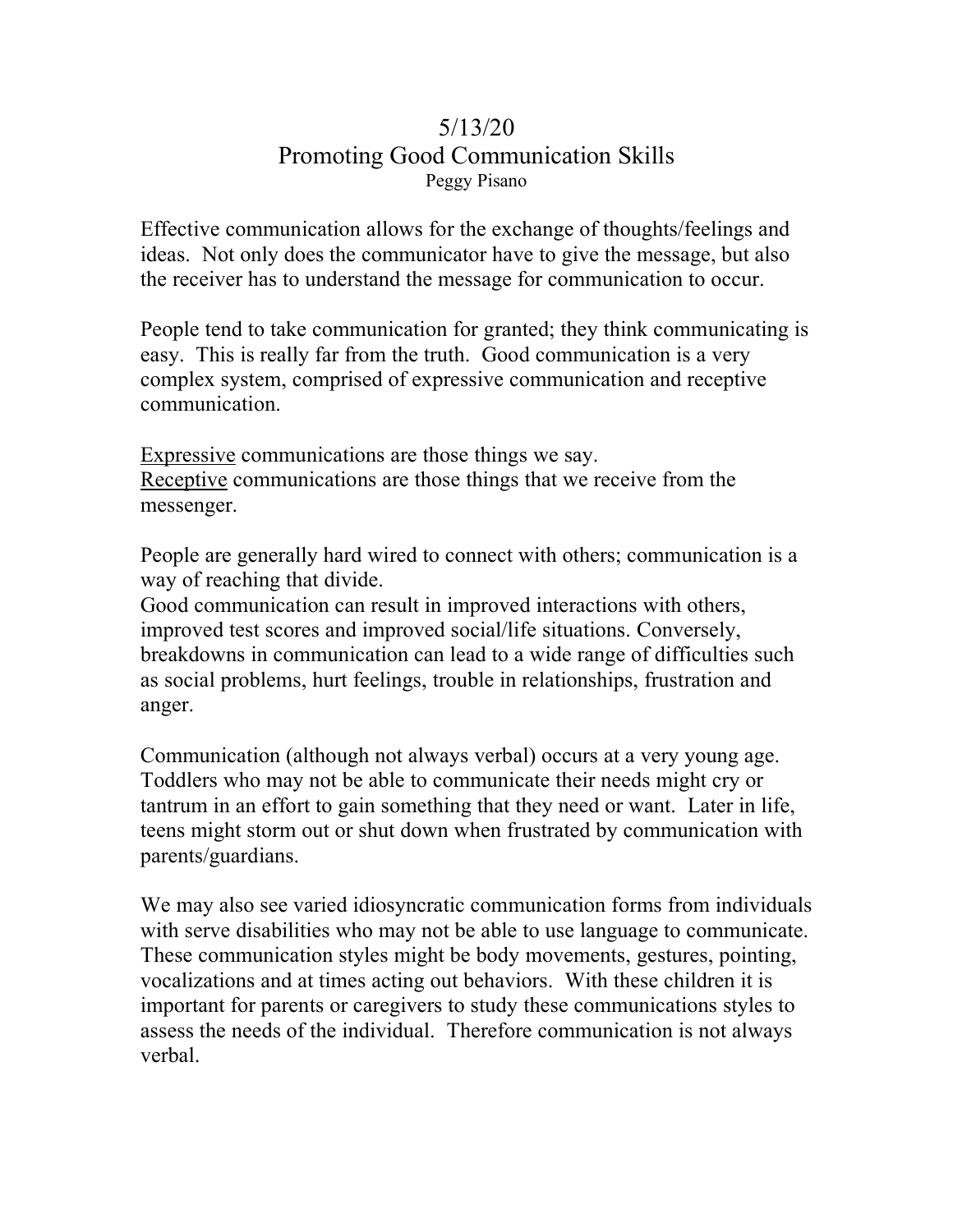# 5/13/20
# Promoting Good Communication Skills

Peggy Pisano

Effective communication allows for the exchange of thoughts/feelings and ideas. Not only does the communicator have to give the message, but also the receiver has to understand the message for communication to occur.

People tend to take communication for granted; they think communicating is easy. This is really far from the truth. Good communication is a very complex system, comprised of expressive communication and receptive communication.

<u>Expressive</u> communications are those things we say.
<u>Receptive</u> communications are those things that we receive from the messenger.

People are generally hard wired to connect with others; communication is a way of reaching that divide.
Good communication can result in improved interactions with others, improved test scores and improved social/life situations. Conversely, breakdowns in communication can lead to a wide range of difficulties such as social problems, hurt feelings, trouble in relationships, frustration and anger.

Communication (although not always verbal) occurs at a very young age. Toddlers who may not be able to communicate their needs might cry or tantrum in an effort to gain something that they need or want. Later in life, teens might storm out or shut down when frustrated by communication with parents/guardians.

We may also see varied idiosyncratic communication forms from individuals with serve disabilities who may not be able to use language to communicate. These communication styles might be body movements, gestures, pointing, vocalizations and at times acting out behaviors. With these children it is important for parents or caregivers to study these communications styles to assess the needs of the individual. Therefore communication is not always verbal.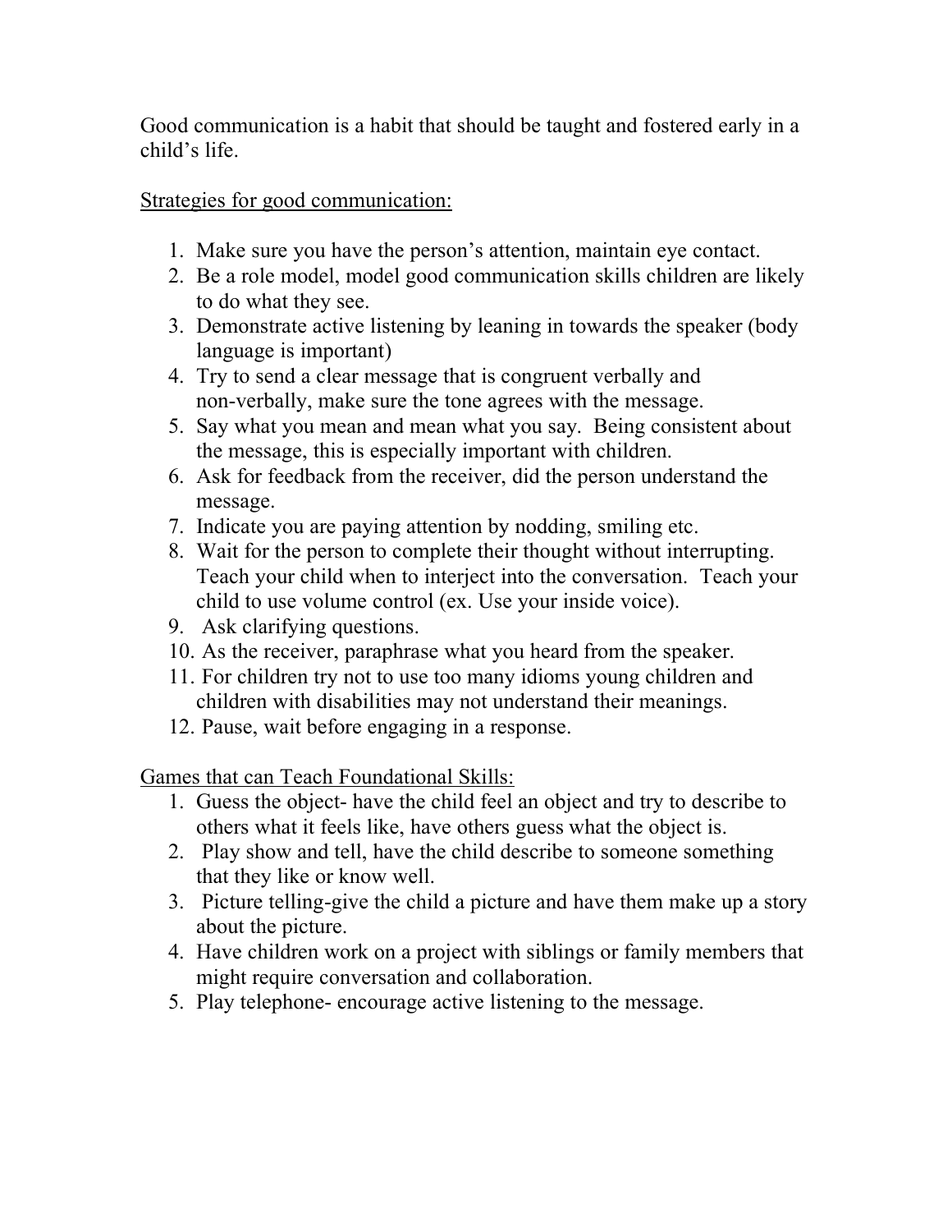Good communication is a habit that should be taught and fostered early in a child's life.

<u>Strategies for good communication:</u>

1. Make sure you have the person's attention, maintain eye contact.
2. Be a role model, model good communication skills children are likely to do what they see.
3. Demonstrate active listening by leaning in towards the speaker (body language is important)
4. Try to send a clear message that is congruent verbally and non-verbally, make sure the tone agrees with the message.
5. Say what you mean and mean what you say. Being consistent about the message, this is especially important with children.
6. Ask for feedback from the receiver, did the person understand the message.
7. Indicate you are paying attention by nodding, smiling etc.
8. Wait for the person to complete their thought without interrupting. Teach your child when to interject into the conversation. Teach your child to use volume control (ex. Use your inside voice).
9. Ask clarifying questions.
10. As the receiver, paraphrase what you heard from the speaker.
11. For children try not to use too many idioms young children and children with disabilities may not understand their meanings.
12. Pause, wait before engaging in a response.

<u>Games that can Teach Foundational Skills:</u>

1. Guess the object- have the child feel an object and try to describe to others what it feels like, have others guess what the object is.
2. Play show and tell, have the child describe to someone something that they like or know well.
3. Picture telling-give the child a picture and have them make up a story about the picture.
4. Have children work on a project with siblings or family members that might require conversation and collaboration.
5. Play telephone- encourage active listening to the message.